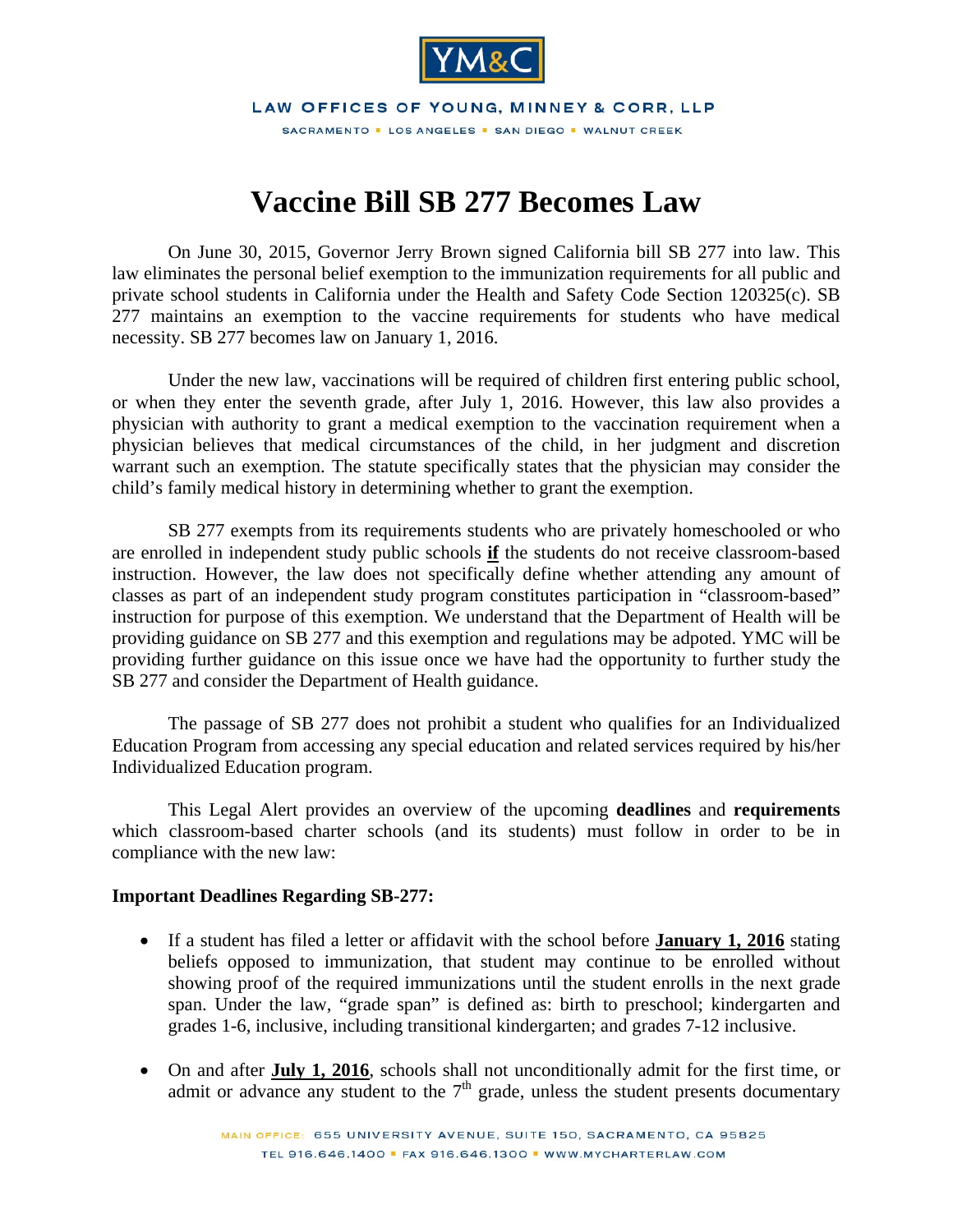# Vaccine Bill SB 277 Becomes Law

On June 30, 2015, Governor Jerry Brown signed California bill SB 277 into law. This law eliminates the personal belief exemption to the immunization requirements for all public and private school students in California under the Health and Safety Code Section 120325(c). SB 277 maintains an exemption to the vaccine requirements for students who have medical necessity. SB 277 becomes law on January 1, 2016.

Under the new law, vaccinations will be required of children first entering public school, or when they enter the seventh grade, after July 1, 2016. However, this law also provides a physician with authority to grant a medical exemption to the vaccination requirement when a physician believes that medical circumstances of the child, in her judgment and discretion warrant such an exemption. The statute specifically states that the physician may consider the child's family medical history in determining whether to grant the exemption.

SB 277 exempts from its requirements students who are privately homeschooled or who are enrolled in independent study public schools **if** the students do not receive classroom-based instruction. However, the law does not specifically define whether attending any amount of classes as part of an independent study program constitutes participation in "classroom-based" instruction for purpose of this exemption. We understand that the Department of Health will be providing guidance on SB 277 and this exemption and regulations may be adpoted. YMC will be providing further guidance on this issue once we have had the opportunity to further study the SB 277 and consider the Department of Health guidance.

The passage of SB 277 does not prohibit a student who qualifies for an Individualized Education Program from accessing any special education and related services required by his/her Individualized Education program.

This Legal Alert provides an overview of the upcoming **deadlines** and **requirements** which classroom-based charter schools (and its students) must follow in order to be in compliance with the new law:

**Important Deadlines Regarding SB-277:**

- If a student has filed a letter or affidavit with the school before **January 1, 2016** stating beliefs opposed to immunization, that student may continue to be enrolled without showing proof of the required immunizations until the student enrolls in the next grade span. Under the law, "grade span" is defined as: birth to preschool; kindergarten and grades 1-6, inclusive, including transitional kindergarten; and grades 7-12 inclusive.

- On and after **July 1, 2016**, schools shall not unconditionally admit for the first time, or admit or advance any student to the 7th grade, unless the student presents documentary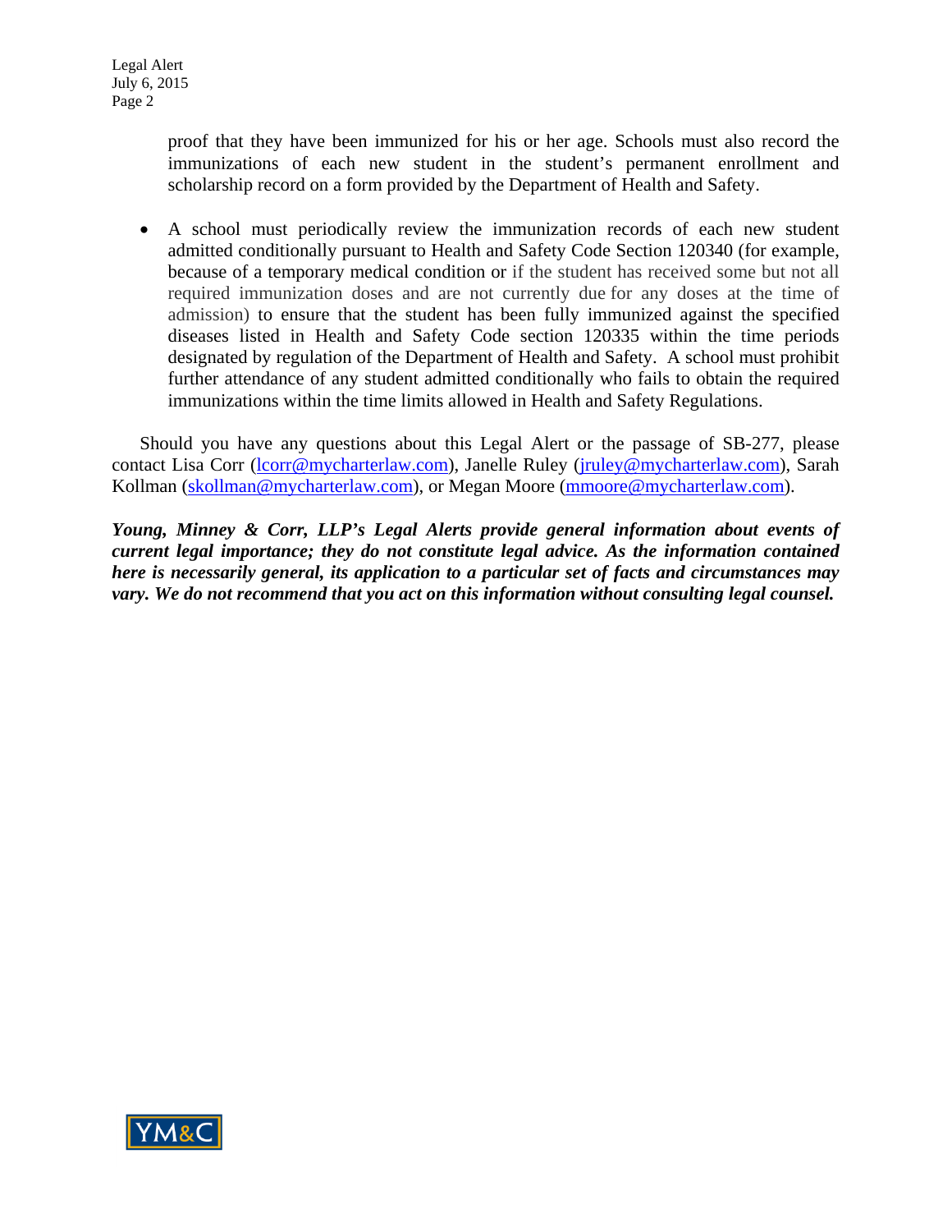proof that they have been immunized for his or her age. Schools must also record the immunizations of each new student in the student's permanent enrollment and scholarship record on a form provided by the Department of Health and Safety.

- A school must periodically review the immunization records of each new student admitted conditionally pursuant to Health and Safety Code Section 120340 (for example, because of a temporary medical condition or if the student has received some but not all required immunization doses and are not currently due for any doses at the time of admission) to ensure that the student has been fully immunized against the specified diseases listed in Health and Safety Code section 120335 within the time periods designated by regulation of the Department of Health and Safety. A school must prohibit further attendance of any student admitted conditionally who fails to obtain the required immunizations within the time limits allowed in Health and Safety Regulations.

Should you have any questions about this Legal Alert or the passage of SB-277, please contact Lisa Corr (lcorr@mycharterlaw.com), Janelle Ruley (jruley@mycharterlaw.com), Sarah Kollman (skollman@mycharterlaw.com), or Megan Moore (mmoore@mycharterlaw.com).

***Young, Minney & Corr, LLP's Legal Alerts provide general information about events of current legal importance; they do not constitute legal advice. As the information contained here is necessarily general, its application to a particular set of facts and circumstances may vary. We do not recommend that you act on this information without consulting legal counsel.***

YM&C